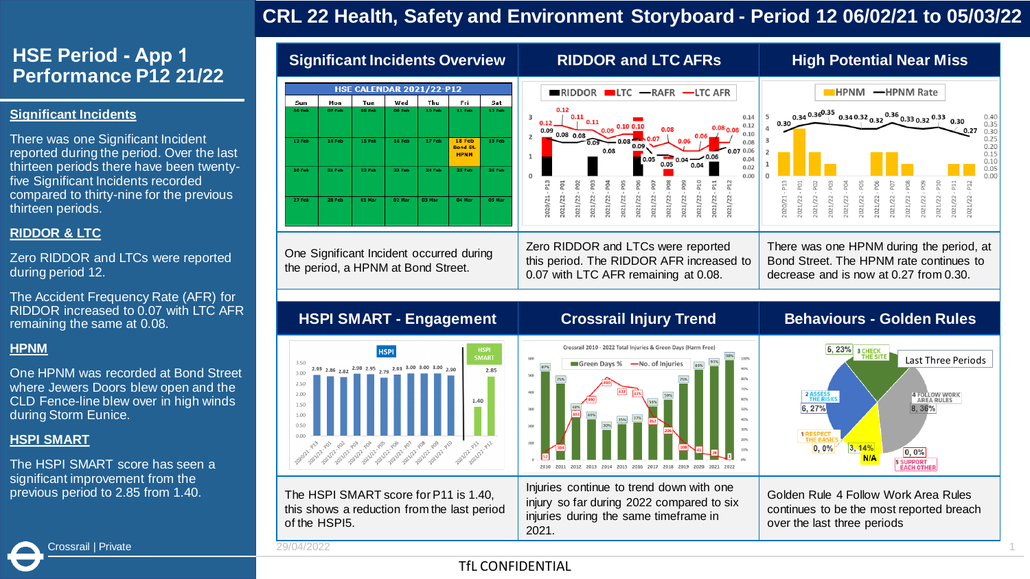# CRL 22 Health, Safety and Environment Storyboard - Period 12 06/02/21 to 05/03/22

## HSE Period - App 1 Performance P12 21/22

### Significant Incidents

There was one Significant Incident reported during the period. Over the last thirteen periods there have been twenty-five Significant Incidents recorded compared to thirty-nine for the previous thirteen periods.

### RIDDOR & LTC

Zero RIDDOR and LTCs were reported during period 12.

The Accident Frequency Rate (AFR) for RIDDOR increased to 0.07 with LTC AFR remaining the same at 0.08.

### HPNM

One HPNM was recorded at Bond Street where Jewers Doors blew open and the CLD Fence-line blew over in high winds during Storm Eunice.

### HSPI SMART

The HSPI SMART score has seen a significant improvement from the previous period to 2.85 from 1.40.

Crossrail | Private

## Significant Incidents Overview

**HSE CALENDAR 2021/22-P12**

| Sun | Mon | Tue | Wed | Thu | Fri | Sat |
|---|---|---|---|---|---|---|
| 06 Feb | 07 Feb | 08 Feb | 09 Feb | 10 Feb | 11 Feb | 12 Feb |
| 13 Feb | 14 Feb | 15 Feb | 16 Feb | 17 Feb | 18 Feb Bond St. HPNM | 19 Feb |
| 20 Feb | 21 Feb | 22 Feb | 23 Feb | 24 Feb | 25 Feb | 26 Feb |
| 27 Feb | 28 Feb | 01 Mar | 02 Mar | 03 Mar | 04 Mar | 05 Mar |

One Significant Incident occurred during the period, a HPNM at Bond Street.

## RIDDOR and LTC AFRs

Zero RIDDOR and LTCs were reported this period. The RIDDOR AFR increased to 0.07 with LTC AFR remaining at 0.08.

## High Potential Near Miss

There was one HPNM during the period, at Bond Street. The HPNM rate continues to decrease and is now at 0.27 from 0.30.

## HSPI SMART - Engagement

The HSPI SMART score for P11 is 1.40, this shows a reduction from the last period of the HSPI5.

## Crossrail Injury Trend

Injuries continue to trend down with one injury so far during 2022 compared to six injuries during the same timeframe in 2021.

## Behaviours - Golden Rules

Golden Rule 4 Follow Work Area Rules continues to be the most reported breach over the last three periods

29/04/2022

TfL CONFIDENTIAL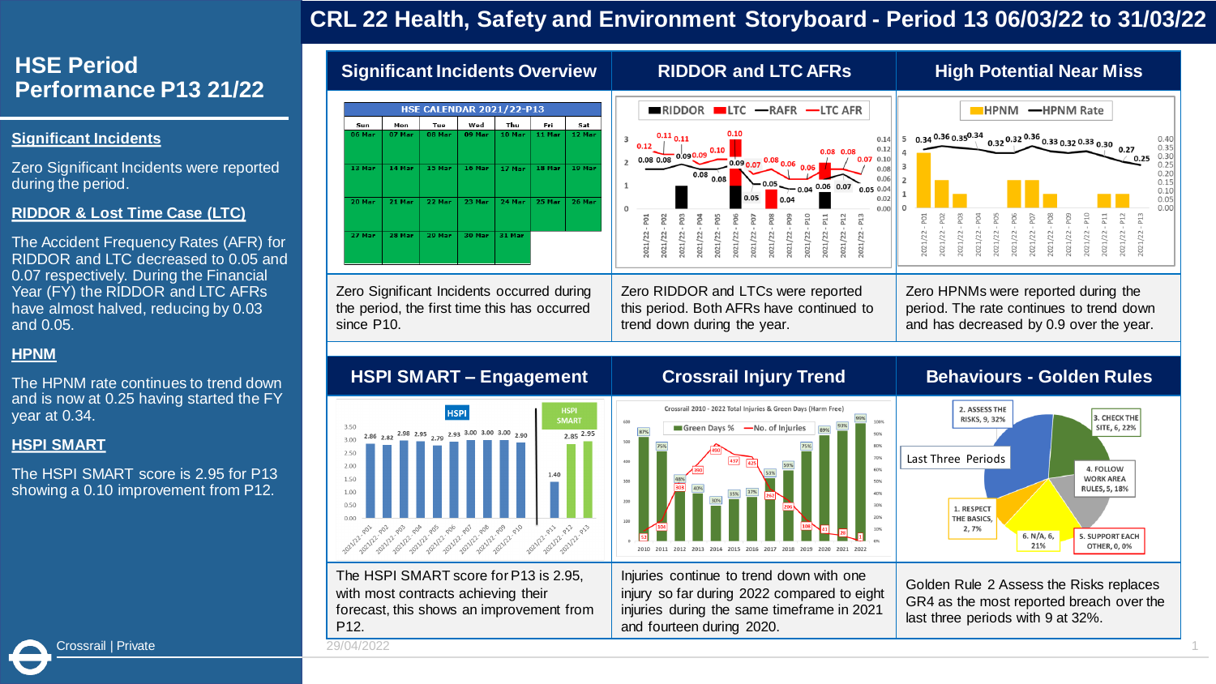# CRL 22 Health, Safety and Environment Storyboard - Period 13 06/03/22 to 31/03/22

## HSE Period Performance P13 21/22

**Significant Incidents**

Zero Significant Incidents were reported during the period.

**RIDDOR & Lost Time Case (LTC)**

The Accident Frequency Rates (AFR) for RIDDOR and LTC decreased to 0.05 and 0.07 respectively. During the Financial Year (FY) the RIDDOR and LTC AFRs have almost halved, reducing by 0.03 and 0.05.

**HPNM**

The HPNM rate continues to trend down and is now at 0.25 having started the FY year at 0.34.

**HSPI SMART**

The HSPI SMART score is 2.95 for P13 showing a 0.10 improvement from P12.

## Significant Incidents Overview

HSE CALENDAR 2021/22-P13

| Sun | Mon | Tue | Wed | Thu | Fri | Sat |
|---|---|---|---|---|---|---|
| 06 Mar | 07 Mar | 08 Mar | 09 Mar | 10 Mar | 11 Mar | 12 Mar |
| 13 Mar | 14 Mar | 15 Mar | 16 Mar | 17 Mar | 18 Mar | 19 Mar |
| 20 Mar | 21 Mar | 22 Mar | 23 Mar | 24 Mar | 25 Mar | 26 Mar |
| 27 Mar | 28 Mar | 29 Mar | 30 Mar | 31 Mar | | |

Zero Significant Incidents occurred during the period, the first time this has occurred since P10.

## RIDDOR and LTC AFRs

Zero RIDDOR and LTCs were reported this period. Both AFRs have continued to trend down during the year.

## High Potential Near Miss

Zero HPNMs were reported during the period. The rate continues to trend down and has decreased by 0.9 over the year.

## HSPI SMART – Engagement

The HSPI SMART score for P13 is 2.95, with most contracts achieving their forecast, this shows an improvement from P12.

## Crossrail Injury Trend

Injuries continue to trend down with one injury so far during 2022 compared to eight injuries during the same timeframe in 2021 and fourteen during 2020.

## Behaviours - Golden Rules

Golden Rule 2 Assess the Risks replaces GR4 as the most reported breach over the last three periods with 9 at 32%.

29/04/2022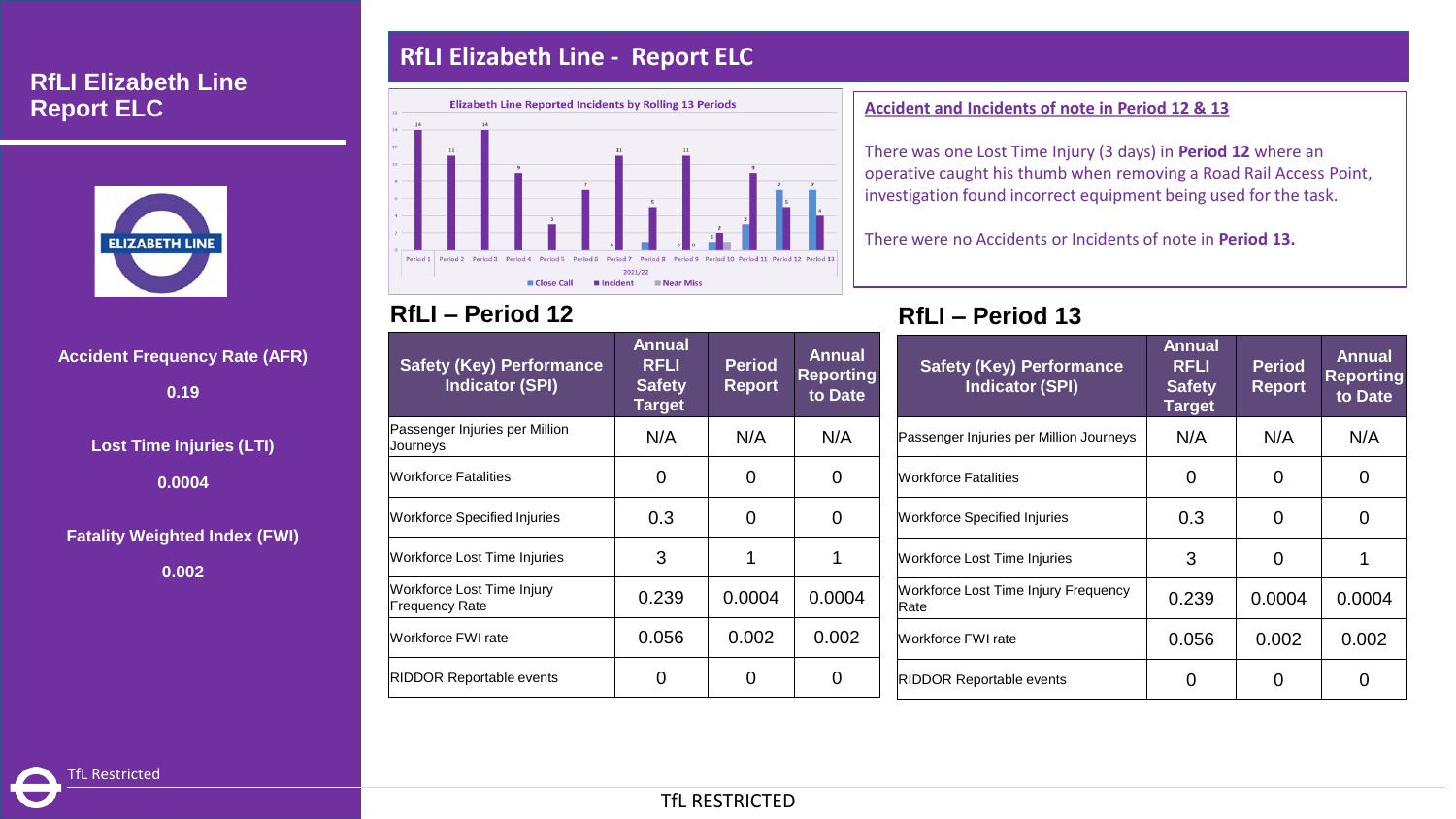# RfLI Elizabeth Line Report ELC

ELIZABETH LINE

**Accident Frequency Rate (AFR)**

**0.19**

**Lost Time Injuries (LTI)**

**0.0004**

**Fatality Weighted Index (FWI)**

**0.002**

## RfLI Elizabeth Line - Report ELC

Elizabeth Line Reported Incidents by Rolling 13 Periods

14
14
11
9
3
7
11
5
11
0
0
1
2
3
9
7
5
7
4

Period 1 Period 2 Period 3 Period 4 Period 5 Period 6 Period 7 Period 8 Period 9 Period 10 Period 11 Period 12 Period 13

2021/22

Close Call Incident Near Miss

### Accident and Incidents of note in Period 12 & 13

There was one Lost Time Injury (3 days) in **Period 12** where an operative caught his thumb when removing a Road Rail Access Point, investigation found incorrect equipment being used for the task.

There were no Accidents or Incidents of note in **Period 13.**

## RfLI – Period 12

| Safety (Key) Performance Indicator (SPI) | Annual RFLI Safety Target | Period Report | Annual Reporting to Date |
|---|---|---|---|
| Passenger Injuries per Million Journeys | N/A | N/A | N/A |
| Workforce Fatalities | 0 | 0 | 0 |
| Workforce Specified Injuries | 0.3 | 0 | 0 |
| Workforce Lost Time Injuries | 3 | 1 | 1 |
| Workforce Lost Time Injury Frequency Rate | 0.239 | 0.0004 | 0.0004 |
| Workforce FWI rate | 0.056 | 0.002 | 0.002 |
| RIDDOR Reportable events | 0 | 0 | 0 |

## RfLI – Period 13

| Safety (Key) Performance Indicator (SPI) | Annual RFLI Safety Target | Period Report | Annual Reporting to Date |
|---|---|---|---|
| Passenger Injuries per Million Journeys | N/A | N/A | N/A |
| Workforce Fatalities | 0 | 0 | 0 |
| Workforce Specified Injuries | 0.3 | 0 | 0 |
| Workforce Lost Time Injuries | 3 | 0 | 1 |
| Workforce Lost Time Injury Frequency Rate | 0.239 | 0.0004 | 0.0004 |
| Workforce FWI rate | 0.056 | 0.002 | 0.002 |
| RIDDOR Reportable events | 0 | 0 | 0 |